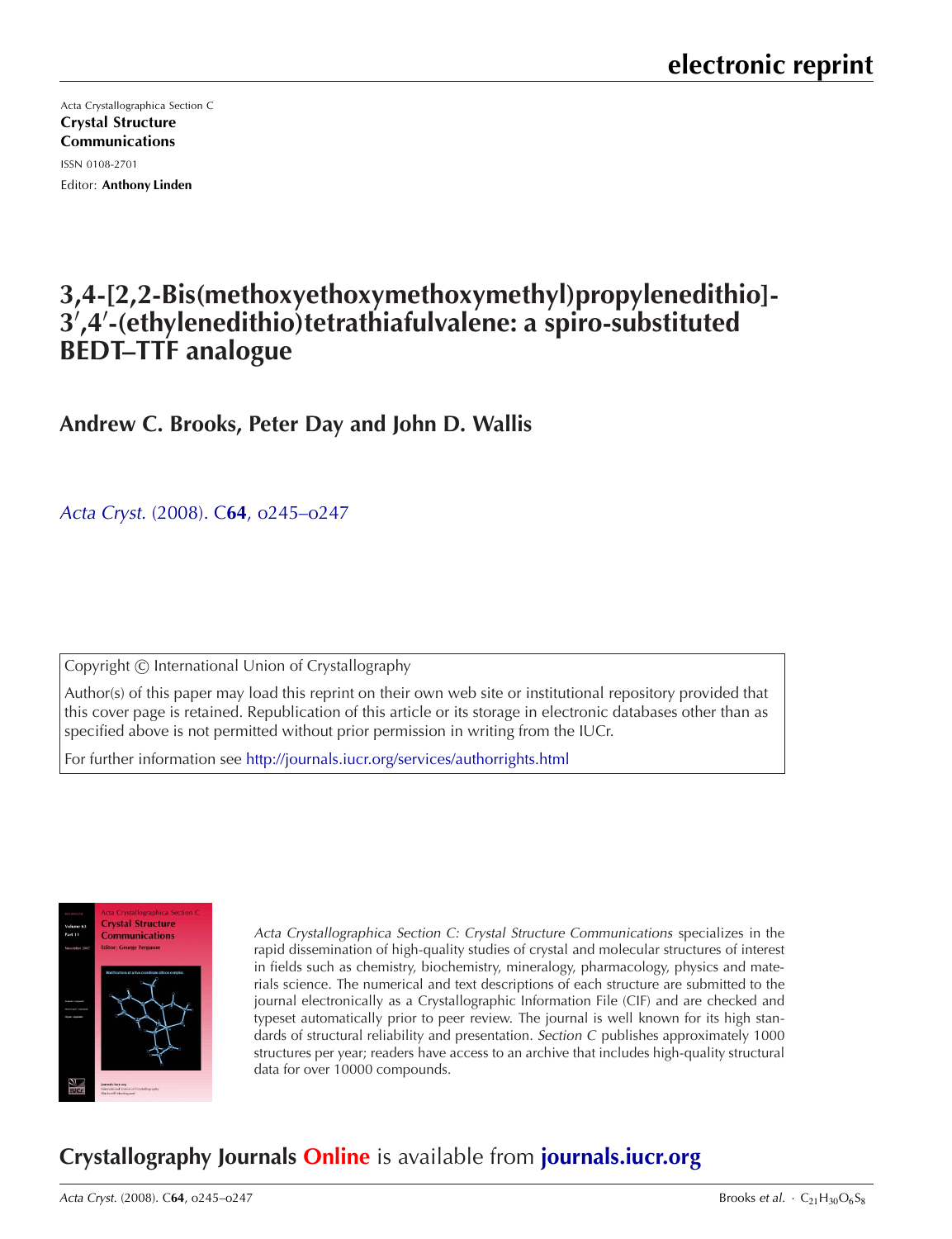electronic reprint

Acta Crystallographica Section C

**Crystal Structure Communications**

ISSN 0108-2701

Editor: **Anthony Linden**

# 3,4-[2,2-Bis(methoxyethoxymethoxymethyl)propylenedithio]-3′,4′-(ethylenedithio)tetrathiafulvalene: a spiro-substituted BEDT–TTF analogue

**Andrew C. Brooks, Peter Day and John D. Wallis**

*Acta Cryst.* (2008). C**64**, o245–o247

Copyright © International Union of Crystallography

Author(s) of this paper may load this reprint on their own web site or institutional repository provided that this cover page is retained. Republication of this article or its storage in electronic databases other than as specified above is not permitted without prior permission in writing from the IUCr.

For further information see http://journals.iucr.org/services/authorrights.html

*Acta Crystallographica Section C: Crystal Structure Communications* specializes in the rapid dissemination of high-quality studies of crystal and molecular structures of interest in fields such as chemistry, biochemistry, mineralogy, pharmacology, physics and materials science. The numerical and text descriptions of each structure are submitted to the journal electronically as a Crystallographic Information File (CIF) and are checked and typeset automatically prior to peer review. The journal is well known for its high standards of structural reliability and presentation. *Section C* publishes approximately 1000 structures per year; readers have access to an archive that includes high-quality structural data for over 10000 compounds.

## Crystallography Journals Online is available from journals.iucr.org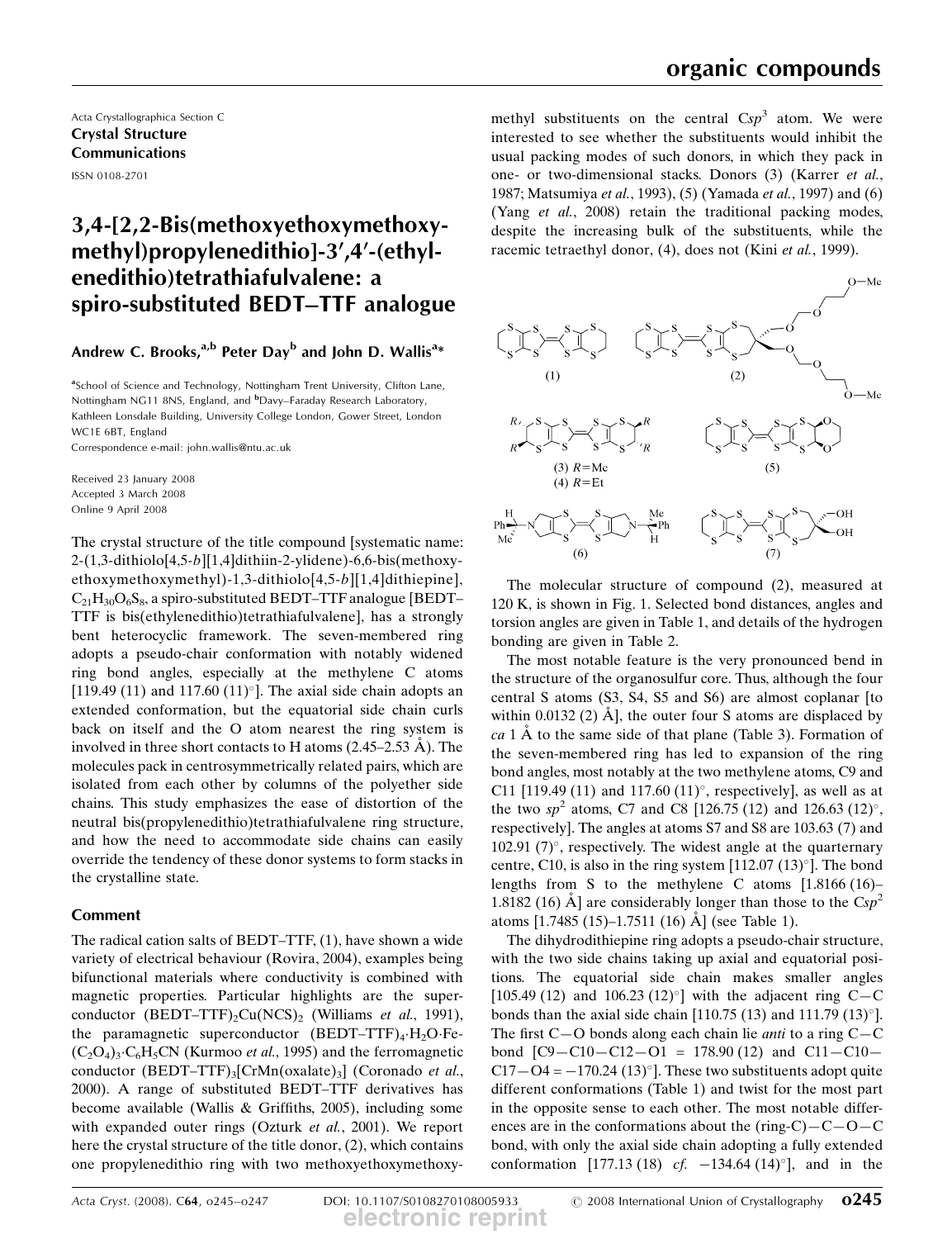Acta Crystallographica Section C
**Crystal Structure Communications**
ISSN 0108-2701

# 3,4-[2,2-Bis(methoxyethoxymethoxymethyl)propylenedithio]-3′,4′-(ethylenedithio)tetrathiafulvalene: a spiro-substituted BEDT–TTF analogue

**Andrew C. Brooks,[a,b] Peter Day[b] and John D. Wallis[a]***

[a]School of Science and Technology, Nottingham Trent University, Clifton Lane, Nottingham NG11 8NS, England, and [b]Davy–Faraday Research Laboratory, Kathleen Lonsdale Building, University College London, Gower Street, London WC1E 6BT, England
Correspondence e-mail: john.wallis@ntu.ac.uk

Received 23 January 2008
Accepted 3 March 2008
Online 9 April 2008

The crystal structure of the title compound [systematic name: 2-(1,3-dithiolo[4,5-*b*][1,4]dithiin-2-ylidene)-6,6-bis(methoxyethoxymethoxymethyl)-1,3-dithiolo[4,5-*b*][1,4]dithiepine], $C_{21}H_{30}O_6S_8$, a spiro-substituted BEDT–TTF analogue [BEDT–TTF is bis(ethylenedithio)tetrathiafulvalene], has a strongly bent heterocyclic framework. The seven-membered ring adopts a pseudo-chair conformation with notably widened ring bond angles, especially at the methylene C atoms [119.49 (11) and 117.60 (11)°]. The axial side chain adopts an extended conformation, but the equatorial side chain curls back on itself and the O atom nearest the ring system is involved in three short contacts to H atoms (2.45–2.53 Å). The molecules pack in centrosymmetrically related pairs, which are isolated from each other by columns of the polyether side chains. This study emphasizes the ease of distortion of the neutral bis(propylenedithio)tetrathiafulvalene ring structure, and how the need to accommodate side chains can easily override the tendency of these donor systems to form stacks in the crystalline state.

## Comment

The radical cation salts of BEDT–TTF, (1), have shown a wide variety of electrical behaviour (Rovira, 2004), examples being bifunctional materials where conductivity is combined with magnetic properties. Particular highlights are the superconductor (BEDT–TTF)$_2$Cu(NCS)$_2$ (Williams *et al.*, 1991), the paramagnetic superconductor (BEDT–TTF)$_4$·H$_2$O·Fe(C$_2$O$_4$)$_3$·C$_6$H$_5$CN (Kurmoo *et al.*, 1995) and the ferromagnetic conductor (BEDT–TTF)$_3$[CrMn(oxalate)$_3$] (Coronado *et al.*, 2000). A range of substituted BEDT–TTF derivatives has become available (Wallis & Griffiths, 2005), including some with expanded outer rings (Ozturk *et al.*, 2001). We report here the crystal structure of the title donor, (2), which contains one propylenedithio ring with two methoxyethoxymethoxymethyl substituents on the central C$sp^3$ atom. We were interested to see whether the substituents would inhibit the usual packing modes of such donors, in which they pack in one- or two-dimensional stacks. Donors (3) (Karrer *et al.*, 1987; Matsumiya *et al.*, 1993), (5) (Yamada *et al.*, 1997) and (6) (Yang *et al.*, 2008) retain the traditional packing modes, despite the increasing bulk of the substituents, while the racemic tetraethyl donor, (4), does not (Kini *et al.*, 1999).

(1) (2) (3) R=Me (4) R=Et (5) (6) (7)

The molecular structure of compound (2), measured at 120 K, is shown in Fig. 1. Selected bond distances, angles and torsion angles are given in Table 1, and details of the hydrogen bonding are given in Table 2.

The most notable feature is the very pronounced bend in the structure of the organosulfur core. Thus, although the four central S atoms (S3, S4, S5 and S6) are almost coplanar [to within 0.0132 (2) Å], the outer four S atoms are displaced by *ca* 1 Å to the same side of that plane (Table 3). Formation of the seven-membered ring has led to expansion of the ring bond angles, most notably at the two methylene atoms, C9 and C11 [119.49 (11) and 117.60 (11)°, respectively], as well as at the two $sp^2$ atoms, C7 and C8 [126.75 (12) and 126.63 (12)°, respectively]. The angles at atoms S7 and S8 are 103.63 (7) and 102.91 (7)°, respectively. The widest angle at the quarternary centre, C10, is also in the ring system [112.07 (13)°]. The bond lengths from S to the methylene C atoms [1.8166 (16)–1.8182 (16) Å] are considerably longer than those to the C$sp^2$ atoms [1.7485 (15)–1.7511 (16) Å] (see Table 1).

The dihydrodithiepine ring adopts a pseudo-chair structure, with the two side chains taking up axial and equatorial positions. The equatorial side chain makes smaller angles [105.49 (12) and 106.23 (12)°] with the adjacent ring C—C bonds than the axial side chain [110.75 (13) and 111.79 (13)°]. The first C—O bonds along each chain lie *anti* to a ring C—C bond [C9—C10—C12—O1 = 178.90 (12) and C11—C10—C17—O4 = −170.24 (13)°]. These two substituents adopt quite different conformations (Table 1) and twist for the most part in the opposite sense to each other. The most notable differences are in the conformations about the (ring-C)—C—O—C bond, with only the axial side chain adopting a fully extended conformation [177.13 (18) *cf.* −134.64 (14)°], and in the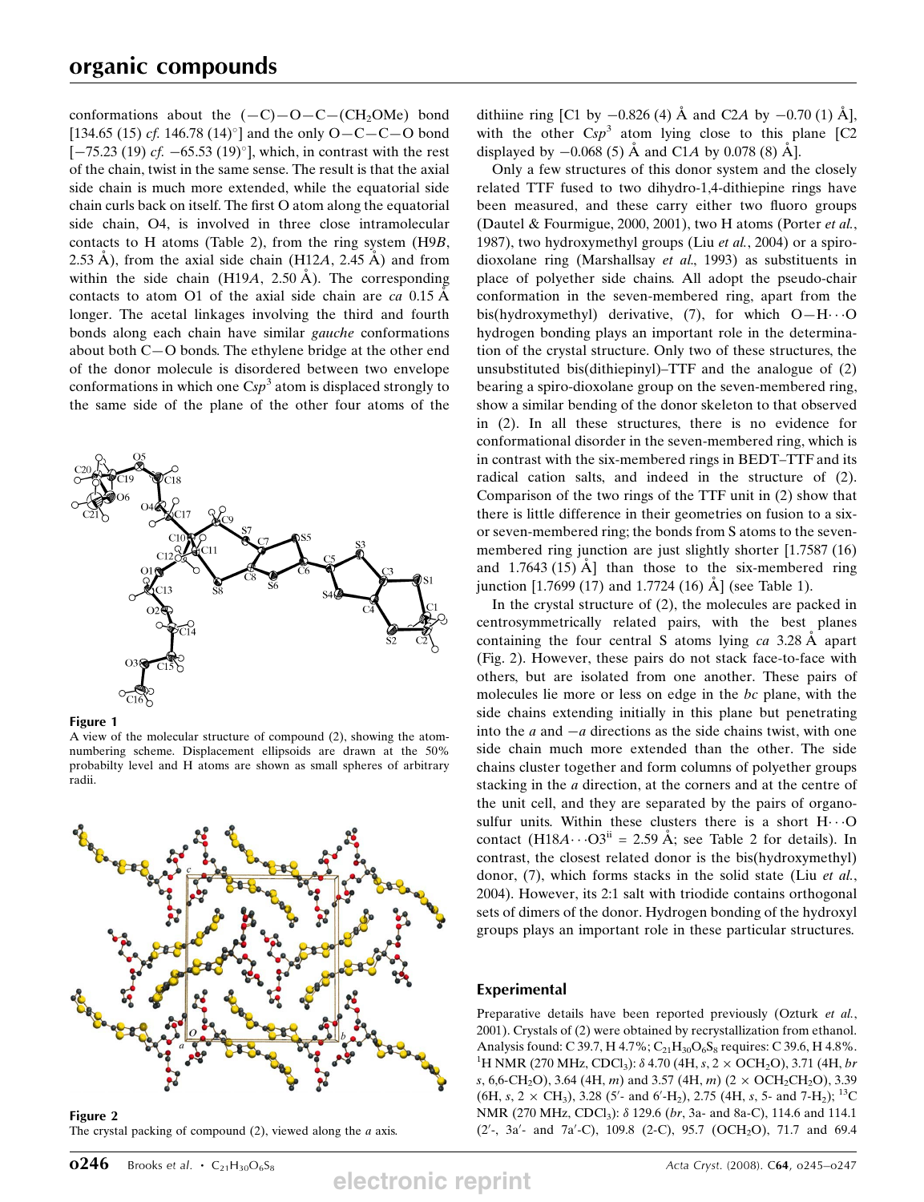conformations about the (—C)—O—C—($CH_2OMe$) bond [134.65 (15) *cf.* 146.78 (14)°] and the only O—C—C—O bond [−75.23 (19) *cf.* −65.53 (19)°], which, in contrast with the rest of the chain, twist in the same sense. The result is that the axial side chain is much more extended, while the equatorial side chain curls back on itself. The first O atom along the equatorial side chain, O4, is involved in three close intramolecular contacts to H atoms (Table 2), from the ring system (H9*B*, 2.53 Å), from the axial side chain (H12*A*, 2.45 Å) and from within the side chain (H19*A*, 2.50 Å). The corresponding contacts to atom O1 of the axial side chain are *ca* 0.15 Å longer. The acetal linkages involving the third and fourth bonds along each chain have similar *gauche* conformations about both C—O bonds. The ethylene bridge at the other end of the donor molecule is disordered between two envelope conformations in which one $Csp^3$ atom is displaced strongly to the same side of the plane of the other four atoms of the dithiine ring [C1 by −0.826 (4) Å and C2*A* by −0.70 (1) Å], with the other $Csp^3$ atom lying close to this plane [C2 displaced by −0.068 (5) Å and C1*A* by 0.078 (8) Å].

Only a few structures of this donor system and the closely related TTF fused to two dihydro-1,4-dithiepine rings have been measured, and these carry either two fluoro groups (Dautel & Fourmigue, 2000, 2001), two H atoms (Porter *et al.*, 1987), two hydroxymethyl groups (Liu *et al.*, 2004) or a spiro-dioxolane ring (Marshallsay *et al.*, 1993) as substituents in place of polyether side chains. All adopt the pseudo-chair conformation in the seven-membered ring, apart from the bis(hydroxymethyl) derivative, (7), for which O—H···O hydrogen bonding plays an important role in the determination of the crystal structure. Only two of these structures, the unsubstituted bis(dithiepinyl)–TTF and the analogue of (2) bearing a spiro-dioxolane group on the seven-membered ring, show a similar bending of the donor skeleton to that observed in (2). In all these structures, there is no evidence for conformational disorder in the seven-membered ring, which is in contrast with the six-membered rings in BEDT–TTF and its radical cation salts, and indeed in the structure of (2). Comparison of the two rings of the TTF unit in (2) show that there is little difference in their geometries on fusion to a six- or seven-membered ring; the bonds from S atoms to the seven-membered ring junction are just slightly shorter [1.7587 (16) and 1.7643 (15) Å] than those to the six-membered ring junction [1.7699 (17) and 1.7724 (16) Å] (see Table 1).

Figure 1
A view of the molecular structure of compound (2), showing the atom-numbering scheme. Displacement ellipsoids are drawn at the 50% probabilty level and H atoms are shown as small spheres of arbitrary radii.

Figure 2
The crystal packing of compound (2), viewed along the *a* axis.

In the crystal structure of (2), the molecules are packed in centrosymmetrically related pairs, with the best planes containing the four central S atoms lying *ca* 3.28 Å apart (Fig. 2). However, these pairs do not stack face-to-face with others, but are isolated from one another. These pairs of molecules lie more or less on edge in the *bc* plane, with the side chains extending initially in this plane but penetrating into the *a* and −*a* directions as the side chains twist, with one side chain much more extended than the other. The side chains cluster together and form columns of polyether groups stacking in the *a* direction, at the corners and at the centre of the unit cell, and they are separated by the pairs of organosulfur units. Within these clusters there is a short H···O contact (H18*A*···O3[ii] = 2.59 Å; see Table 2 for details). In contrast, the closest related donor is the bis(hydroxymethyl) donor, (7), which forms stacks in the solid state (Liu *et al.*, 2004). However, its 2:1 salt with triodide contains orthogonal sets of dimers of the donor. Hydrogen bonding of the hydroxyl groups plays an important role in these particular structures.

## Experimental

Preparative details have been reported previously (Ozturk *et al.*, 2001). Crystals of (2) were obtained by recrystallization from ethanol. Analysis found: C 39.7, H 4.7%; $C_{21}H_{30}O_6S_8$ requires: C 39.6, H 4.8%. $^1$H NMR (270 MHz, $CDCl_3$): δ 4.70 (4H, *s*, 2 × $OCH_2O$), 3.71 (4H, *br s*, 6,6-$CH_2O$), 3.64 (4H, *m*) and 3.57 (4H, *m*) (2 × $OCH_2CH_2O$), 3.39 (6H, *s*, 2 × $CH_3$), 3.28 (5′- and 6′-$H_2$), 2.75 (4H, *s*, 5- and 7-$H_2$); $^{13}$C NMR (270 MHz, $CDCl_3$): δ 129.6 (*br*, 3a- and 8a-C), 114.6 and 114.1 (2′-, 3a′- and 7a′-C), 109.8 (2-C), 95.7 ($OCH_2O$), 71.7 and 69.4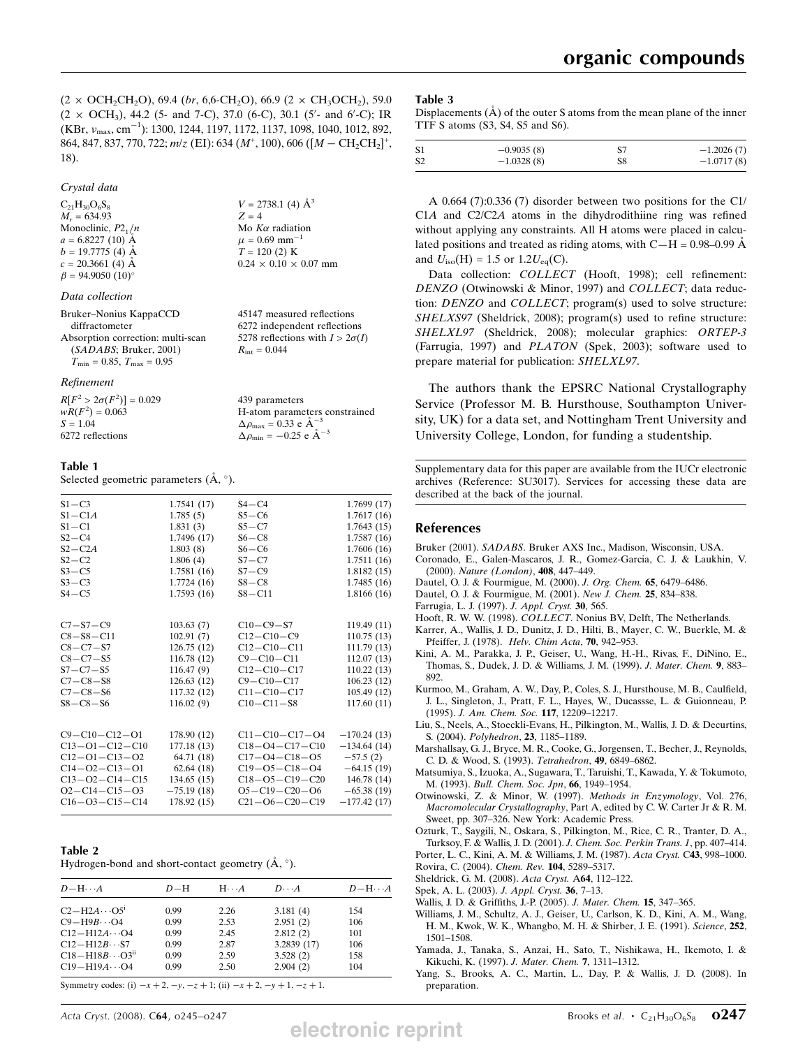(2 × $OCH_2CH_2O$), 69.4 (*br*, 6,6-$CH_2O$), 66.9 (2 × $CH_3OCH_2$), 59.0 (2 × $OCH_3$), 44.2 (5- and 7-C), 37.0 (6-C), 30.1 (5′- and 6′-C); IR (KBr, $\nu_{max}$, cm$^{-1}$): 1300, 1244, 1197, 1172, 1137, 1098, 1040, 1012, 892, 864, 847, 837, 770, 722; *m/z* (EI): 634 ($M^+$, 100), 606 ($[M - CH_2CH_2]^+$, 18).

### Crystal data

$C_{21}H_{30}O_6S_8$
$M_r$ = 634.93
Monoclinic, $P2_1/n$
*a* = 6.8227 (10) Å
*b* = 19.7775 (4) Å
*c* = 20.3661 (4) Å
β = 94.9050 (10)°
*V* = 2738.1 (4) Å$^3$
*Z* = 4
Mo *K*α radiation
μ = 0.69 mm$^{-1}$
*T* = 120 (2) K
0.24 × 0.10 × 0.07 mm

### Data collection

Bruker–Nonius KappaCCD diffractometer
Absorption correction: multi-scan (*SADABS*; Bruker, 2001)
$T_{min}$ = 0.85, $T_{max}$ = 0.95
45147 measured reflections
6272 independent reflections
5278 reflections with $I > 2\sigma(I)$
$R_{int}$ = 0.044

### Refinement

$R[F^2 > 2\sigma(F^2)]$ = 0.029
$wR(F^2)$ = 0.063
*S* = 1.04
6272 reflections
439 parameters
H-atom parameters constrained
$\Delta\rho_{max}$ = 0.33 e Å$^{-3}$
$\Delta\rho_{min}$ = −0.25 e Å$^{-3}$

**Table 1**
Selected geometric parameters (Å, °).

| | | | |
|---|---|---|---|
| S1—C3 | 1.7541 (17) | S4—C4 | 1.7699 (17) |
| S1—C1*A* | 1.785 (5) | S5—C6 | 1.7617 (16) |
| S1—C1 | 1.831 (3) | S5—C7 | 1.7643 (15) |
| S2—C4 | 1.7496 (17) | S6—C8 | 1.7587 (16) |
| S2—C2*A* | 1.803 (8) | S6—C6 | 1.7606 (16) |
| S2—C2 | 1.806 (4) | S7—C7 | 1.7511 (16) |
| S3—C5 | 1.7581 (16) | S7—C9 | 1.8182 (15) |
| S3—C3 | 1.7724 (16) | S8—C8 | 1.7485 (16) |
| S4—C5 | 1.7593 (16) | S8—C11 | 1.8166 (16) |
| | | | |
| C7—S7—C9 | 103.63 (7) | C10—C9—S7 | 119.49 (11) |
| C8—S8—C11 | 102.91 (7) | C12—C10—C9 | 110.75 (13) |
| C8—C7—S7 | 126.75 (12) | C12—C10—C11 | 111.79 (13) |
| C8—C7—S5 | 116.78 (12) | C9—C10—C11 | 112.07 (13) |
| S7—C7—S5 | 116.47 (9) | C12—C10—C17 | 110.22 (13) |
| C7—C8—S8 | 126.63 (12) | C9—C10—C17 | 106.23 (12) |
| C7—C8—S6 | 117.32 (12) | C11—C10—C17 | 105.49 (12) |
| S8—C8—S6 | 116.02 (9) | C10—C11—S8 | 117.60 (11) |
| | | | |
| C9—C10—C12—O1 | 178.90 (12) | C11—C10—C17—O4 | −170.24 (13) |
| C13—O1—C12—C10 | 177.18 (13) | C18—O4—C17—C10 | −134.64 (14) |
| C12—O1—C13—O2 | 64.71 (18) | C17—O4—C18—O5 | −57.5 (2) |
| C14—O2—C13—O1 | 62.64 (18) | C19—O5—C18—O4 | −64.15 (19) |
| C13—O2—C14—C15 | 134.65 (15) | C18—O5—C19—C20 | 146.78 (14) |
| O2—C14—C15—O3 | −75.19 (18) | O5—C19—C20—O6 | −65.38 (19) |
| C16—O3—C15—C14 | 178.92 (15) | C21—O6—C20—C19 | −177.42 (17) |

**Table 2**
Hydrogen-bond and short-contact geometry (Å, °).

| *D*—H···*A* | *D*—H | H···*A* | *D*···*A* | *D*—H···*A* |
|---|---|---|---|---|
| C2—H2*A*···O5$^{i}$ | 0.99 | 2.26 | 3.181 (4) | 154 |
| C9—H9*B*···O4 | 0.99 | 2.53 | 2.951 (2) | 106 |
| C12—H12*A*···O4 | 0.99 | 2.45 | 2.812 (2) | 101 |
| C12—H12*B*···S7 | 0.99 | 2.87 | 3.2839 (17) | 106 |
| C18—H18*B*···O3$^{ii}$ | 0.99 | 2.59 | 3.528 (2) | 158 |
| C19—H19*A*···O4 | 0.99 | 2.50 | 2.904 (2) | 104 |

Symmetry codes: (i) $-x + 2, -y, -z + 1$; (ii) $-x + 2, -y + 1, -z + 1$.

**Table 3**
Displacements (Å) of the outer S atoms from the mean plane of the inner TTF S atoms (S3, S4, S5 and S6).

| | | | |
|---|---|---|---|
| S1 | −0.9035 (8) | S7 | −1.2026 (7) |
| S2 | −1.0328 (8) | S8 | −1.0717 (8) |

A 0.664 (7):0.336 (7) disorder between two positions for the C1/C1*A* and C2/C2*A* atoms in the dihydrodithiine ring was refined without applying any constraints. All H atoms were placed in calculated positions and treated as riding atoms, with C—H = 0.98–0.99 Å and $U_{iso}$(H) = 1.5 or 1.2$U_{eq}$(C).

Data collection: *COLLECT* (Hooft, 1998); cell refinement: *DENZO* (Otwinowski & Minor, 1997) and *COLLECT*; data reduction: *DENZO* and *COLLECT*; program(s) used to solve structure: *SHELXS97* (Sheldrick, 2008); program(s) used to refine structure: *SHELXL97* (Sheldrick, 2008); molecular graphics: *ORTEP-3* (Farrugia, 1997) and *PLATON* (Spek, 2003); software used to prepare material for publication: *SHELXL97*.

The authors thank the EPSRC National Crystallography Service (Professor M. B. Hursthouse, Southampton University, UK) for a data set, and Nottingham Trent University and University College, London, for funding a studentship.

Supplementary data for this paper are available from the IUCr electronic archives (Reference: SU3017). Services for accessing these data are described at the back of the journal.

## References

Bruker (2001). *SADABS*. Bruker AXS Inc., Madison, Wisconsin, USA.
Coronado, E., Galen-Mascaros, J. R., Gomez-Garcia, C. J. & Laukhin, V. (2000). *Nature (London)*, **408**, 447–449.
Dautel, O. J. & Fourmigue, M. (2000). *J. Org. Chem.* **65**, 6479–6486.
Dautel, O. J. & Fourmigue, M. (2001). *New J. Chem.* **25**, 834–838.
Farrugia, L. J. (1997). *J. Appl. Cryst.* **30**, 565.
Hooft, R. W. W. (1998). *COLLECT*. Nonius BV, Delft, The Netherlands.
Karrer, A., Wallis, J. D., Dunitz, J. D., Hilti, B., Mayer, C. W., Buerkle, M. & Pfeiffer, J. (1978). *Helv. Chim Acta*, **70**, 942–953.
Kini, A. M., Parakka, J. P., Geiser, U., Wang, H.-H., Rivas, F., DiNino, E., Thomas, S., Dudek, J. D. & Williams, J. M. (1999). *J. Mater. Chem.* **9**, 883–892.
Kurmoo, M., Graham, A. W., Day, P., Coles, S. J., Hursthouse, M. B., Caulfield, J. L., Singleton, J., Pratt, F. L., Hayes, W., Ducassse, L. & Guionneau, P. (1995). *J. Am. Chem. Soc.* **117**, 12209–12217.
Liu, S., Neels, A., Stoeckli-Evans, H., Pilkington, M., Wallis, J. D. & Decurtins, S. (2004). *Polyhedron*, **23**, 1185–1189.
Marshallsay, G. J., Bryce, M. R., Cooke, G., Jorgensen, T., Becher, J., Reynolds, C. D. & Wood, S. (1993). *Tetrahedron*, **49**, 6849–6862.
Matsumiya, S., Izuoka, A., Sugawara, T., Taruishi, T., Kawada, Y. & Tokumoto, M. (1993). *Bull. Chem. Soc. Jpn*, **66**, 1949–1954.
Otwinowski, Z. & Minor, W. (1997). *Methods in Enzymology*, Vol. 276, *Macromolecular Crystallography*, Part A, edited by C. W. Carter Jr & R. M. Sweet, pp. 307–326. New York: Academic Press.
Ozturk, T., Saygili, N., Oskara, S., Pilkington, M., Rice, C. R., Tranter, D. A., Turksoy, F. & Wallis, J. D. (2001). *J. Chem. Soc. Perkin Trans. 1*, pp. 407–414.
Porter, L. C., Kini, A. M. & Williams, J. M. (1987). *Acta Cryst.* C**43**, 998–1000.
Rovira, C. (2004). *Chem. Rev.* **104**, 5289–5317.
Sheldrick, G. M. (2008). *Acta Cryst.* A**64**, 112–122.
Spek, A. L. (2003). *J. Appl. Cryst.* **36**, 7–13.
Wallis, J. D. & Griffiths, J.-P. (2005). *J. Mater. Chem.* **15**, 347–365.
Williams, J. M., Schultz, A. J., Geiser, U., Carlson, K. D., Kini, A. M., Wang, H. M., Kwok, W. K., Whangbo, M. H. & Shirber, J. E. (1991). *Science*, **252**, 1501–1508.
Yamada, J., Tanaka, S., Anzai, H., Sato, T., Nishikawa, H., Ikemoto, I. & Kikuchi, K. (1997). *J. Mater. Chem.* **7**, 1311–1312.
Yang, S., Brooks, A. C., Martin, L., Day, P. & Wallis, J. D. (2008). In preparation.